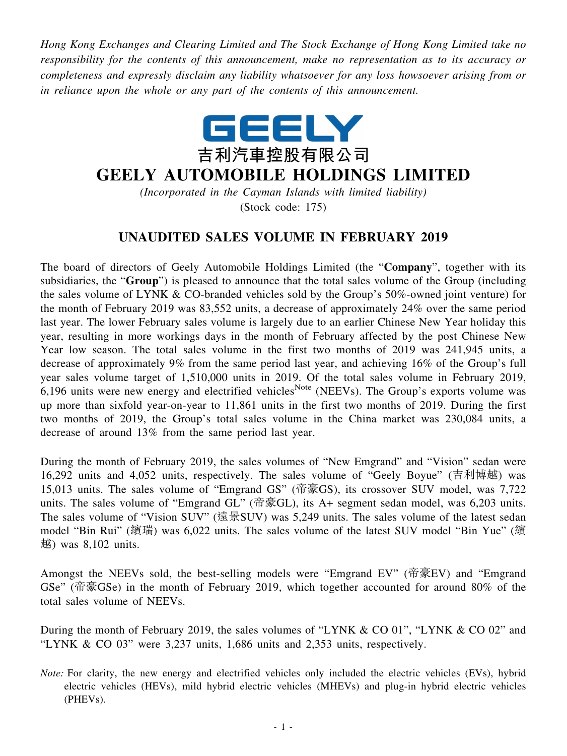*Hong Kong Exchanges and Clearing Limited and The Stock Exchange of Hong Kong Limited take no responsibility for the contents of this announcement, make no representation as to its accuracy or completeness and expressly disclaim any liability whatsoever for any loss howsoever arising from or in reliance upon the whole or any part of the contents of this announcement.*

GEELY

吉利汽車控股有限公司

# GEELY AUTOMOBILE HOLDINGS LIMITED

*(Incorporated in the Cayman Islands with limited liability)*

(Stock code: 175)

## UNAUDITED SALES VOLUME IN FEBRUARY 2019

The board of directors of Geely Automobile Holdings Limited (the "**Company**", together with its subsidiaries, the "**Group**") is pleased to announce that the total sales volume of the Group (including the sales volume of LYNK & CO-branded vehicles sold by the Group's 50%-owned joint venture) for the month of February 2019 was 83,552 units, a decrease of approximately 24% over the same period last year. The lower February sales volume is largely due to an earlier Chinese New Year holiday this year, resulting in more workings days in the month of February affected by the post Chinese New Year low season. The total sales volume in the first two months of 2019 was 241,945 units, a decrease of approximately 9% from the same period last year, and achieving 16% of the Group's full year sales volume target of 1,510,000 units in 2019. Of the total sales volume in February 2019, 6,196 units were new energy and electrified vehicles[Note] (NEEVs). The Group's exports volume was up more than sixfold year-on-year to 11,861 units in the first two months of 2019. During the first two months of 2019, the Group's total sales volume in the China market was 230,084 units, a decrease of around 13% from the same period last year.

During the month of February 2019, the sales volumes of "New Emgrand" and "Vision" sedan were 16,292 units and 4,052 units, respectively. The sales volume of "Geely Boyue" (吉利博越) was 15,013 units. The sales volume of "Emgrand GS" (帝豪GS), its crossover SUV model, was 7,722 units. The sales volume of "Emgrand GL" (帝豪GL), its A+ segment sedan model, was 6,203 units. The sales volume of "Vision SUV" (遠景SUV) was 5,249 units. The sales volume of the latest sedan model "Bin Rui" (繽瑞) was 6,022 units. The sales volume of the latest SUV model "Bin Yue" (繽越) was 8,102 units.

Amongst the NEEVs sold, the best-selling models were "Emgrand EV" (帝豪EV) and "Emgrand GSe" (帝豪GSe) in the month of February 2019, which together accounted for around 80% of the total sales volume of NEEVs.

During the month of February 2019, the sales volumes of "LYNK & CO 01", "LYNK & CO 02" and "LYNK & CO 03" were 3,237 units, 1,686 units and 2,353 units, respectively.

*Note:* For clarity, the new energy and electrified vehicles only included the electric vehicles (EVs), hybrid electric vehicles (HEVs), mild hybrid electric vehicles (MHEVs) and plug-in hybrid electric vehicles (PHEVs).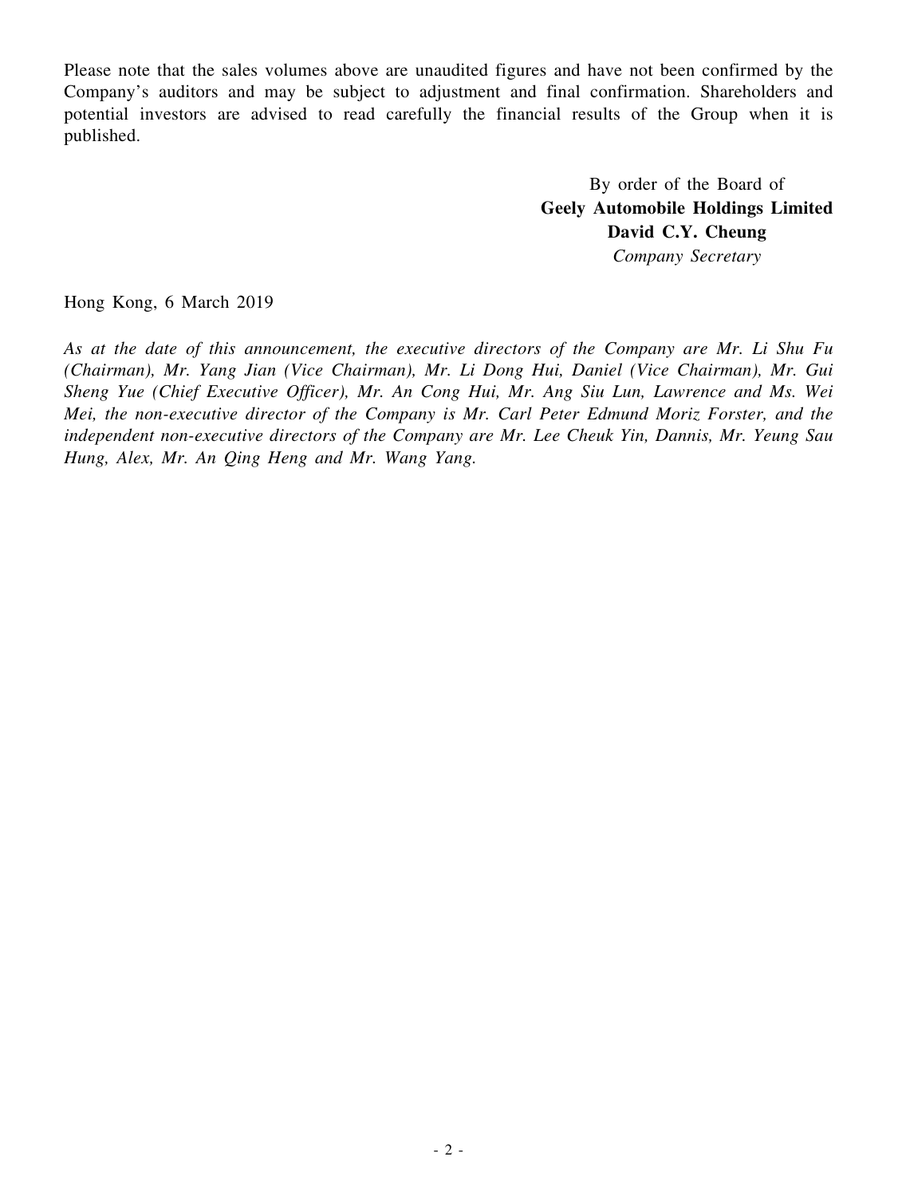Please note that the sales volumes above are unaudited figures and have not been confirmed by the Company's auditors and may be subject to adjustment and final confirmation. Shareholders and potential investors are advised to read carefully the financial results of the Group when it is published.

By order of the Board of
**Geely Automobile Holdings Limited**
**David C.Y. Cheung**
*Company Secretary*

Hong Kong, 6 March 2019

*As at the date of this announcement, the executive directors of the Company are Mr. Li Shu Fu (Chairman), Mr. Yang Jian (Vice Chairman), Mr. Li Dong Hui, Daniel (Vice Chairman), Mr. Gui Sheng Yue (Chief Executive Officer), Mr. An Cong Hui, Mr. Ang Siu Lun, Lawrence and Ms. Wei Mei, the non-executive director of the Company is Mr. Carl Peter Edmund Moriz Forster, and the independent non-executive directors of the Company are Mr. Lee Cheuk Yin, Dannis, Mr. Yeung Sau Hung, Alex, Mr. An Qing Heng and Mr. Wang Yang.*